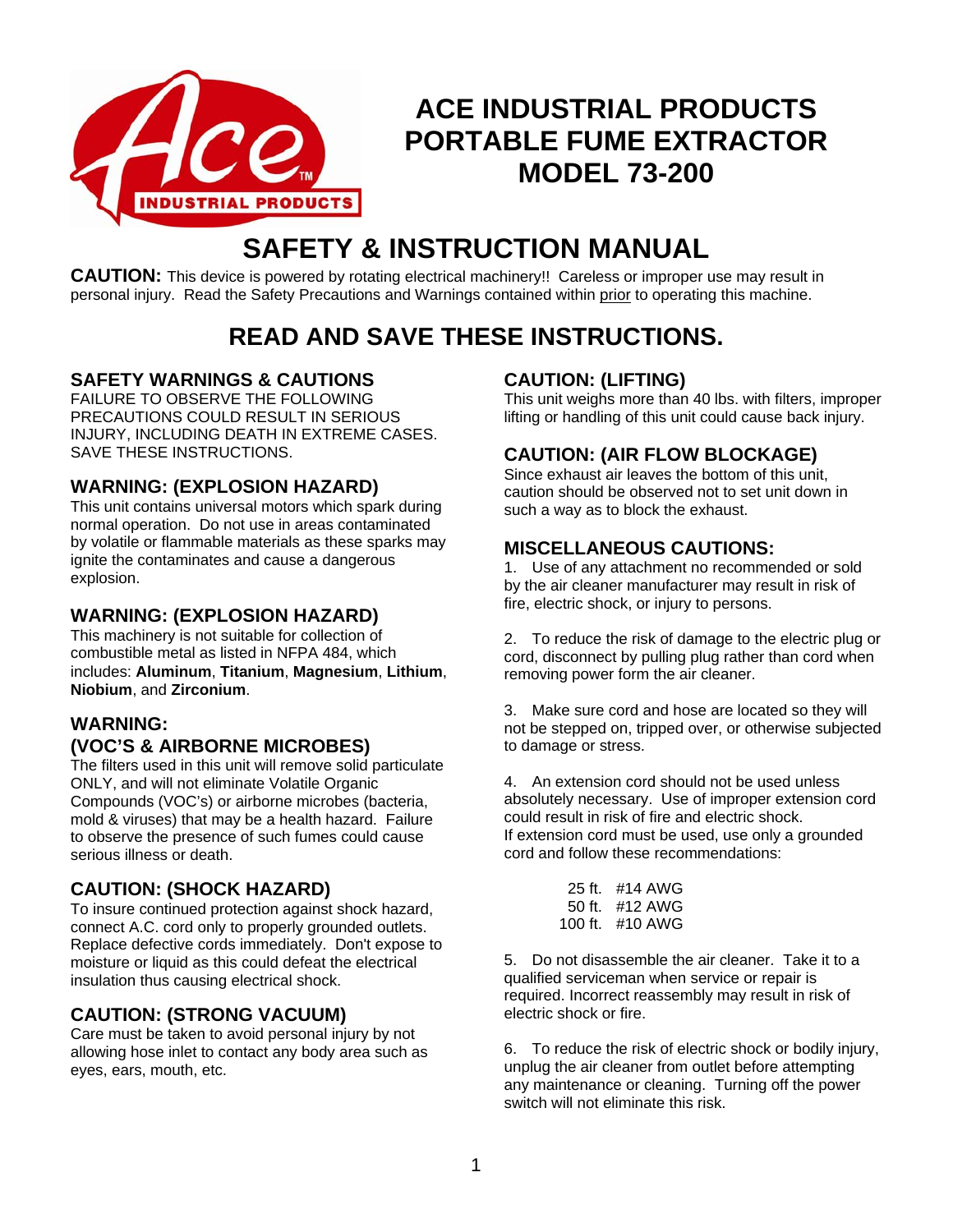# ACE INDUSTRIAL PRODUCTS PORTABLE FUME EXTRACTOR MODEL 73-200

## SAFETY & INSTRUCTION MANUAL

**CAUTION:** This device is powered by rotating electrical machinery!! Careless or improper use may result in personal injury. Read the Safety Precautions and Warnings contained within prior to operating this machine.

## READ AND SAVE THESE INSTRUCTIONS.

### SAFETY WARNINGS & CAUTIONS

FAILURE TO OBSERVE THE FOLLOWING PRECAUTIONS COULD RESULT IN SERIOUS INJURY, INCLUDING DEATH IN EXTREME CASES. SAVE THESE INSTRUCTIONS.

### WARNING: (EXPLOSION HAZARD)

This unit contains universal motors which spark during normal operation. Do not use in areas contaminated by volatile or flammable materials as these sparks may ignite the contaminates and cause a dangerous explosion.

### WARNING: (EXPLOSION HAZARD)

This machinery is not suitable for collection of combustible metal as listed in NFPA 484, which includes: **Aluminum**, **Titanium**, **Magnesium**, **Lithium**, **Niobium**, and **Zirconium**.

### WARNING: (VOC'S & AIRBORNE MICROBES)

The filters used in this unit will remove solid particulate ONLY, and will not eliminate Volatile Organic Compounds (VOC's) or airborne microbes (bacteria, mold & viruses) that may be a health hazard. Failure to observe the presence of such fumes could cause serious illness or death.

### CAUTION: (SHOCK HAZARD)

To insure continued protection against shock hazard, connect A.C. cord only to properly grounded outlets. Replace defective cords immediately. Don't expose to moisture or liquid as this could defeat the electrical insulation thus causing electrical shock.

### CAUTION: (STRONG VACUUM)

Care must be taken to avoid personal injury by not allowing hose inlet to contact any body area such as eyes, ears, mouth, etc.

### CAUTION: (LIFTING)

This unit weighs more than 40 lbs. with filters, improper lifting or handling of this unit could cause back injury.

### CAUTION: (AIR FLOW BLOCKAGE)

Since exhaust air leaves the bottom of this unit, caution should be observed not to set unit down in such a way as to block the exhaust.

### MISCELLANEOUS CAUTIONS:

1. Use of any attachment no recommended or sold by the air cleaner manufacturer may result in risk of fire, electric shock, or injury to persons.

2. To reduce the risk of damage to the electric plug or cord, disconnect by pulling plug rather than cord when removing power form the air cleaner.

3. Make sure cord and hose are located so they will not be stepped on, tripped over, or otherwise subjected to damage or stress.

4. An extension cord should not be used unless absolutely necessary. Use of improper extension cord could result in risk of fire and electric shock. If extension cord must be used, use only a grounded cord and follow these recommendations:

| | |
|---|---|
| 25 ft. | #14 AWG |
| 50 ft. | #12 AWG |
| 100 ft. | #10 AWG |

5. Do not disassemble the air cleaner. Take it to a qualified serviceman when service or repair is required. Incorrect reassembly may result in risk of electric shock or fire.

6. To reduce the risk of electric shock or bodily injury, unplug the air cleaner from outlet before attempting any maintenance or cleaning. Turning off the power switch will not eliminate this risk.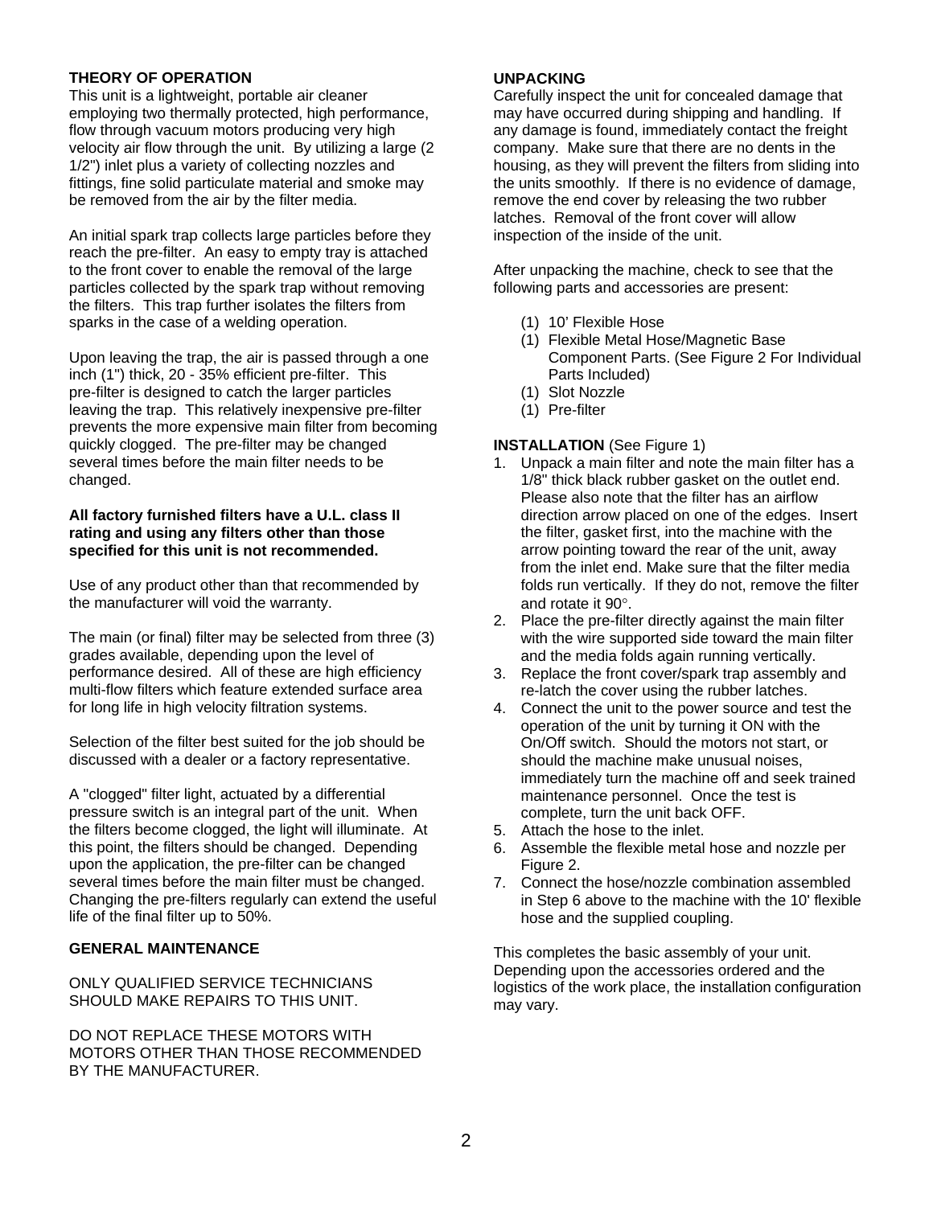## THEORY OF OPERATION

This unit is a lightweight, portable air cleaner employing two thermally protected, high performance, flow through vacuum motors producing very high velocity air flow through the unit. By utilizing a large (2 1/2") inlet plus a variety of collecting nozzles and fittings, fine solid particulate material and smoke may be removed from the air by the filter media.

An initial spark trap collects large particles before they reach the pre-filter. An easy to empty tray is attached to the front cover to enable the removal of the large particles collected by the spark trap without removing the filters. This trap further isolates the filters from sparks in the case of a welding operation.

Upon leaving the trap, the air is passed through a one inch (1") thick, 20 - 35% efficient pre-filter. This pre-filter is designed to catch the larger particles leaving the trap. This relatively inexpensive pre-filter prevents the more expensive main filter from becoming quickly clogged. The pre-filter may be changed several times before the main filter needs to be changed.

**All factory furnished filters have a U.L. class II rating and using any filters other than those specified for this unit is not recommended.**

Use of any product other than that recommended by the manufacturer will void the warranty.

The main (or final) filter may be selected from three (3) grades available, depending upon the level of performance desired. All of these are high efficiency multi-flow filters which feature extended surface area for long life in high velocity filtration systems.

Selection of the filter best suited for the job should be discussed with a dealer or a factory representative.

A "clogged" filter light, actuated by a differential pressure switch is an integral part of the unit. When the filters become clogged, the light will illuminate. At this point, the filters should be changed. Depending upon the application, the pre-filter can be changed several times before the main filter must be changed. Changing the pre-filters regularly can extend the useful life of the final filter up to 50%.

## GENERAL MAINTENANCE

ONLY QUALIFIED SERVICE TECHNICIANS SHOULD MAKE REPAIRS TO THIS UNIT.

DO NOT REPLACE THESE MOTORS WITH MOTORS OTHER THAN THOSE RECOMMENDED BY THE MANUFACTURER.

## UNPACKING

Carefully inspect the unit for concealed damage that may have occurred during shipping and handling. If any damage is found, immediately contact the freight company. Make sure that there are no dents in the housing, as they will prevent the filters from sliding into the units smoothly. If there is no evidence of damage, remove the end cover by releasing the two rubber latches. Removal of the front cover will allow inspection of the inside of the unit.

After unpacking the machine, check to see that the following parts and accessories are present:

- (1) 10' Flexible Hose
- (1) Flexible Metal Hose/Magnetic Base Component Parts. (See Figure 2 For Individual Parts Included)
- (1) Slot Nozzle
- (1) Pre-filter

## INSTALLATION (See Figure 1)

1. Unpack a main filter and note the main filter has a 1/8" thick black rubber gasket on the outlet end. Please also note that the filter has an airflow direction arrow placed on one of the edges. Insert the filter, gasket first, into the machine with the arrow pointing toward the rear of the unit, away from the inlet end. Make sure that the filter media folds run vertically. If they do not, remove the filter and rotate it 90°.
2. Place the pre-filter directly against the main filter with the wire supported side toward the main filter and the media folds again running vertically.
3. Replace the front cover/spark trap assembly and re-latch the cover using the rubber latches.
4. Connect the unit to the power source and test the operation of the unit by turning it ON with the On/Off switch. Should the motors not start, or should the machine make unusual noises, immediately turn the machine off and seek trained maintenance personnel. Once the test is complete, turn the unit back OFF.
5. Attach the hose to the inlet.
6. Assemble the flexible metal hose and nozzle per Figure 2.
7. Connect the hose/nozzle combination assembled in Step 6 above to the machine with the 10' flexible hose and the supplied coupling.

This completes the basic assembly of your unit. Depending upon the accessories ordered and the logistics of the work place, the installation configuration may vary.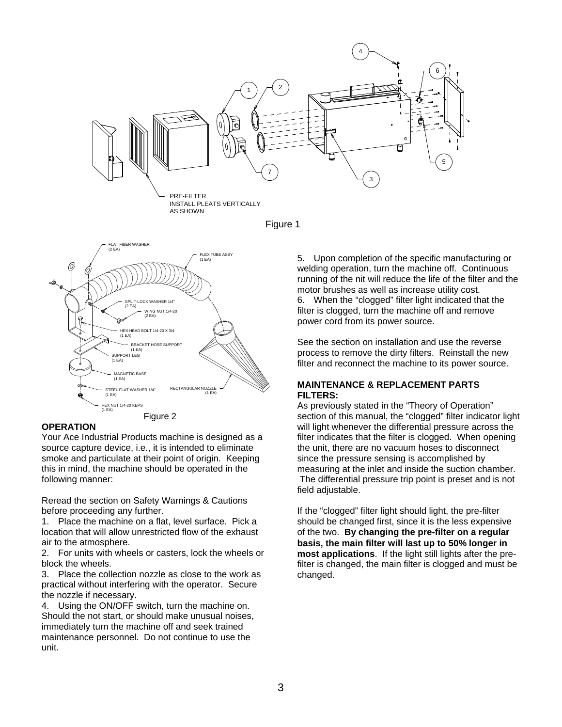PRE-FILTER
INSTALL PLEATS VERTICALLY
AS SHOWN

Figure 1

FLAT FIBER WASHER (2 EA)
FLEX TUBE ASSY (1 EA)
SPLIT-LOCK WASHER 1/4" (2 EA)
WING NUT 1/4-20 (2 EA)
HEX HEAD BOLT 1/4-20 X 3/4 (1 EA)
BRACKET HOSE SUPPORT (1 EA)
SUPPORT LEG (1 EA)
MAGNETIC BASE (1 EA)
STEEL FLAT WASHER 1/4" (1 EA)
RECTANGULAR NOZZLE (1 EA)
HEX NUT 1/4-20 KEPS (1 EA)

Figure 2

**OPERATION**

Your Ace Industrial Products machine is designed as a source capture device, i.e., it is intended to eliminate smoke and particulate at their point of origin. Keeping this in mind, the machine should be operated in the following manner:

Reread the section on Safety Warnings & Cautions before proceeding any further.

1. Place the machine on a flat, level surface. Pick a location that will allow unrestricted flow of the exhaust air to the atmosphere.
2. For units with wheels or casters, lock the wheels or block the wheels.
3. Place the collection nozzle as close to the work as practical without interfering with the operator. Secure the nozzle if necessary.
4. Using the ON/OFF switch, turn the machine on. Should the not start, or should make unusual noises, immediately turn the machine off and seek trained maintenance personnel. Do not continue to use the unit.
5. Upon completion of the specific manufacturing or welding operation, turn the machine off. Continuous running of the nit will reduce the life of the filter and the motor brushes as well as increase utility cost.
6. When the "clogged" filter light indicated that the filter is clogged, turn the machine off and remove power cord from its power source.

See the section on installation and use the reverse process to remove the dirty filters. Reinstall the new filter and reconnect the machine to its power source.

**MAINTENANCE & REPLACEMENT PARTS**
**FILTERS:**

As previously stated in the "Theory of Operation" section of this manual, the "clogged" filter indicator light will light whenever the differential pressure across the filter indicates that the filter is clogged. When opening the unit, there are no vacuum hoses to disconnect since the pressure sensing is accomplished by measuring at the inlet and inside the suction chamber. The differential pressure trip point is preset and is not field adjustable.

If the "clogged" filter light should light, the pre-filter should be changed first, since it is the less expensive of the two. **By changing the pre-filter on a regular basis, the main filter will last up to 50% longer in most applications**. If the light still lights after the pre-filter is changed, the main filter is clogged and must be changed.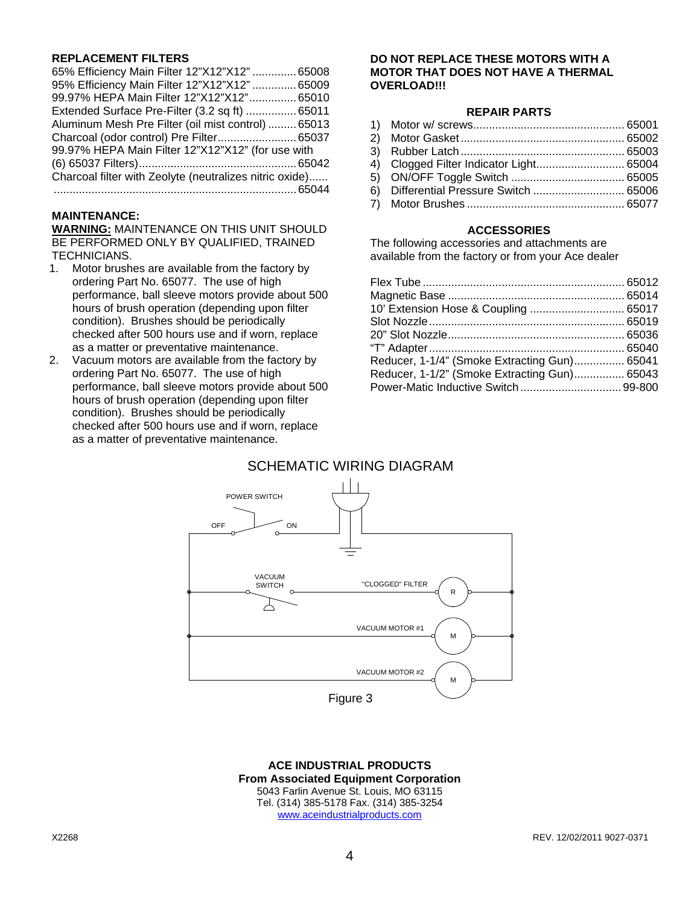### REPLACEMENT FILTERS

65% Efficiency Main Filter 12"X12"X12" .............. 65008
95% Efficiency Main Filter 12"X12"X12" .............. 65009
99.97% HEPA Main Filter 12"X12"X12"............... 65010
Extended Surface Pre-Filter (3.2 sq ft) ................ 65011
Aluminum Mesh Pre Filter (oil mist control) ......... 65013
Charcoal (odor control) Pre Filter......................... 65037
99.97% HEPA Main Filter 12"X12"X12" (for use with (6) 65037 Filters)................................................. 65042
Charcoal filter with Zeolyte (neutralizes nitric oxide)...... ............................................................................ 65044

### MAINTENANCE:

**WARNING:** MAINTENANCE ON THIS UNIT SHOULD BE PERFORMED ONLY BY QUALIFIED, TRAINED TECHNICIANS.

1. Motor brushes are available from the factory by ordering Part No. 65077. The use of high performance, ball sleeve motors provide about 500 hours of brush operation (depending upon filter condition). Brushes should be periodically checked after 500 hours use and if worn, replace as a matter or preventative maintenance.
2. Vacuum motors are available from the factory by ordering Part No. 65077. The use of high performance, ball sleeve motors provide about 500 hours of brush operation (depending upon filter condition). Brushes should be periodically checked after 500 hours use and if worn, replace as a matter of preventative maintenance.

**DO NOT REPLACE THESE MOTORS WITH A MOTOR THAT DOES NOT HAVE A THERMAL OVERLOAD!!!**

### REPAIR PARTS

1) Motor w/ screws............................................... 65001
2) Motor Gasket................................................... 65002
3) Rubber Latch................................................... 65003
4) Clogged Filter Indicator Light............................ 65004
5) ON/OFF Toggle Switch .................................... 65005
6) Differential Pressure Switch ............................. 65006
7) Motor Brushes ................................................. 65077

### ACCESSORIES

The following accessories and attachments are available from the factory or from your Ace dealer

Flex Tube ............................................................... 65012
Magnetic Base ....................................................... 65014
10' Extension Hose & Coupling .............................. 65017
Slot Nozzle............................................................. 65019
20" Slot Nozzle....................................................... 65036
"T" Adapter............................................................. 65040
Reducer, 1-1/4" (Smoke Extracting Gun)................ 65041
Reducer, 1-1/2" (Smoke Extracting Gun)................ 65043
Power-Matic Inductive Switch ................................ 99-800

## SCHEMATIC WIRING DIAGRAM

POWER SWITCH
OFF
ON
VACUUM SWITCH
"CLOGGED" FILTER
R
VACUUM MOTOR #1
M
VACUUM MOTOR #2
M

Figure 3

**ACE INDUSTRIAL PRODUCTS**
**From Associated Equipment Corporation**
5043 Farlin Avenue St. Louis, MO 63115
Tel. (314) 385-5178 Fax. (314) 385-3254
www.aceindustrialproducts.com

X2268 REV. 12/02/2011 9027-0371